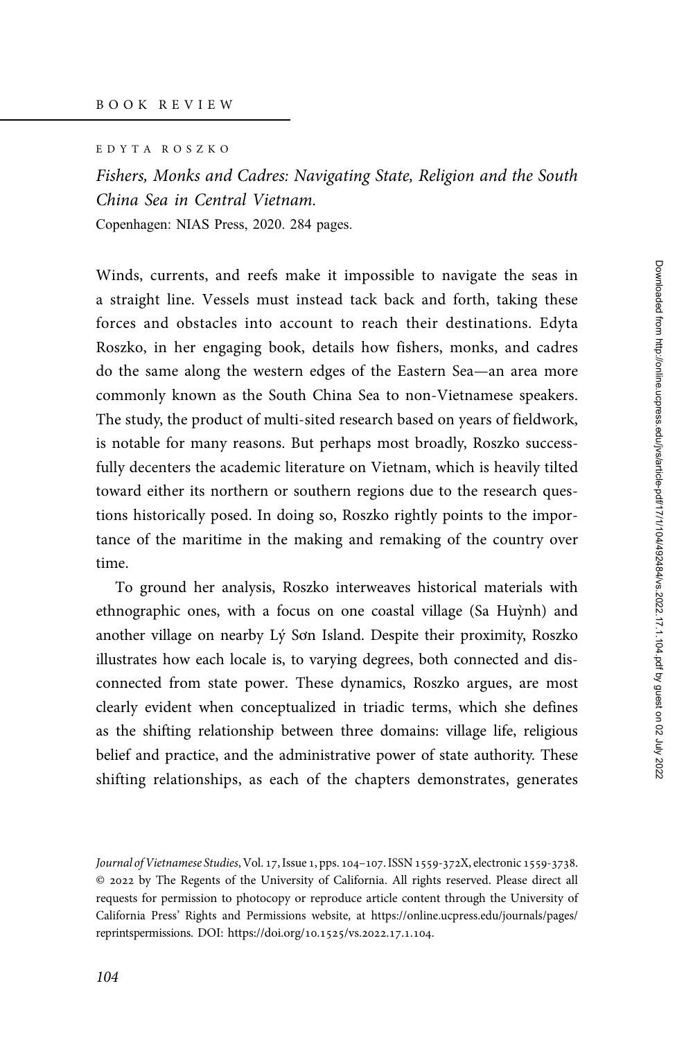## BOOK REVIEW

EDYTA ROSZKO

*Fishers, Monks and Cadres: Navigating State, Religion and the South China Sea in Central Vietnam.*
Copenhagen: NIAS Press, 2020. 284 pages.

Winds, currents, and reefs make it impossible to navigate the seas in a straight line. Vessels must instead tack back and forth, taking these forces and obstacles into account to reach their destinations. Edyta Roszko, in her engaging book, details how fishers, monks, and cadres do the same along the western edges of the Eastern Sea—an area more commonly known as the South China Sea to non-Vietnamese speakers. The study, the product of multi-sited research based on years of fieldwork, is notable for many reasons. But perhaps most broadly, Roszko successfully decenters the academic literature on Vietnam, which is heavily tilted toward either its northern or southern regions due to the research questions historically posed. In doing so, Roszko rightly points to the importance of the maritime in the making and remaking of the country over time.

To ground her analysis, Roszko interweaves historical materials with ethnographic ones, with a focus on one coastal village (Sa Huỳnh) and another village on nearby Lý Sơn Island. Despite their proximity, Roszko illustrates how each locale is, to varying degrees, both connected and disconnected from state power. These dynamics, Roszko argues, are most clearly evident when conceptualized in triadic terms, which she defines as the shifting relationship between three domains: village life, religious belief and practice, and the administrative power of state authority. These shifting relationships, as each of the chapters demonstrates, generates

*Journal of Vietnamese Studies*, Vol. 17, Issue 1, pps. 104–107. ISSN 1559-372X, electronic 1559-3738. © 2022 by The Regents of the University of California. All rights reserved. Please direct all requests for permission to photocopy or reproduce article content through the University of California Press' Rights and Permissions website, at https://online.ucpress.edu/journals/pages/reprintspermissions. DOI: https://doi.org/10.1525/vs.2022.17.1.104.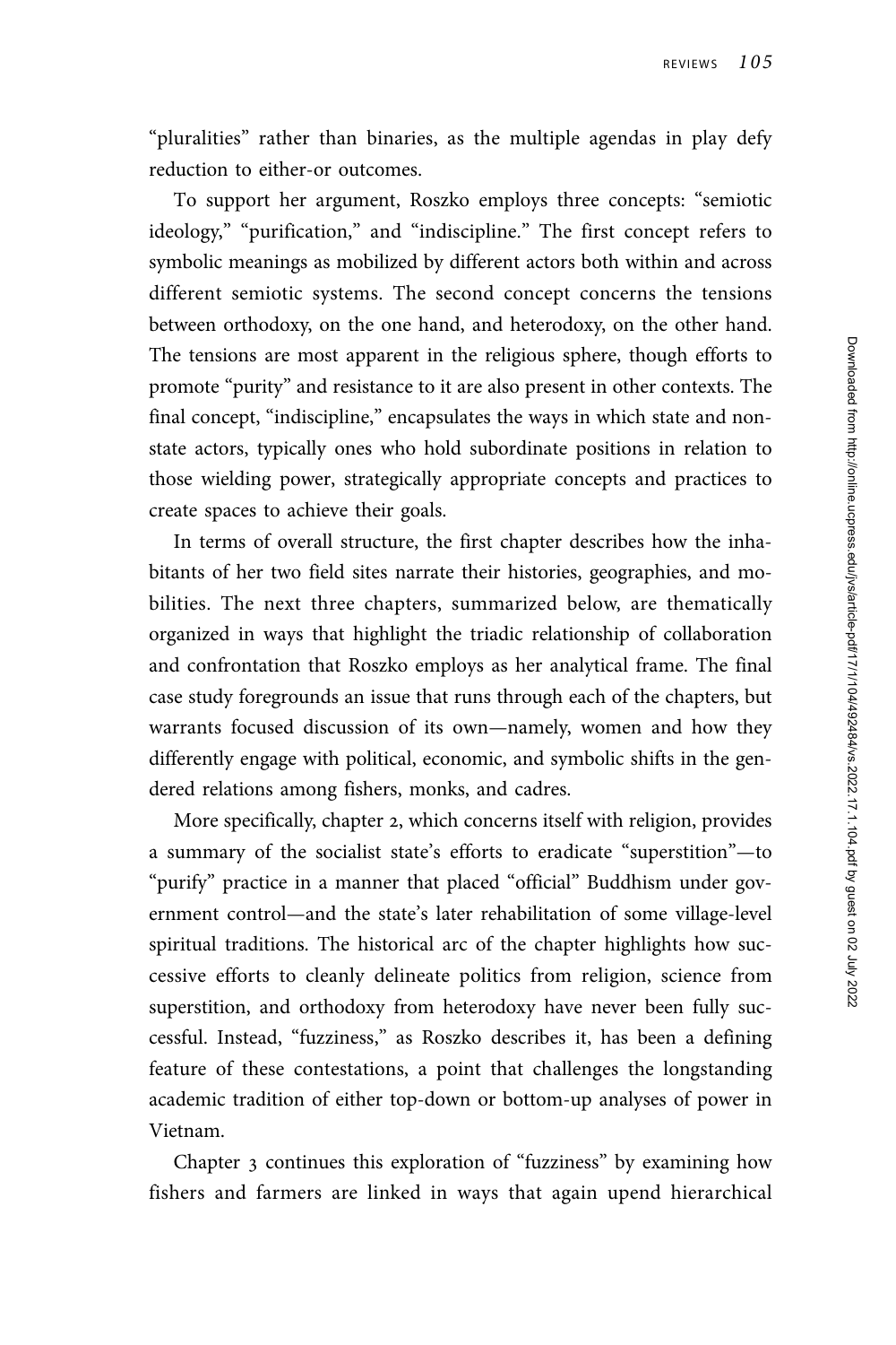"pluralities" rather than binaries, as the multiple agendas in play defy reduction to either-or outcomes.

To support her argument, Roszko employs three concepts: "semiotic ideology," "purification," and "indiscipline." The first concept refers to symbolic meanings as mobilized by different actors both within and across different semiotic systems. The second concept concerns the tensions between orthodoxy, on the one hand, and heterodoxy, on the other hand. The tensions are most apparent in the religious sphere, though efforts to promote "purity" and resistance to it are also present in other contexts. The final concept, "indiscipline," encapsulates the ways in which state and non-state actors, typically ones who hold subordinate positions in relation to those wielding power, strategically appropriate concepts and practices to create spaces to achieve their goals.

In terms of overall structure, the first chapter describes how the inhabitants of her two field sites narrate their histories, geographies, and mobilities. The next three chapters, summarized below, are thematically organized in ways that highlight the triadic relationship of collaboration and confrontation that Roszko employs as her analytical frame. The final case study foregrounds an issue that runs through each of the chapters, but warrants focused discussion of its own—namely, women and how they differently engage with political, economic, and symbolic shifts in the gendered relations among fishers, monks, and cadres.

More specifically, chapter 2, which concerns itself with religion, provides a summary of the socialist state's efforts to eradicate "superstition"—to "purify" practice in a manner that placed "official" Buddhism under government control—and the state's later rehabilitation of some village-level spiritual traditions. The historical arc of the chapter highlights how successive efforts to cleanly delineate politics from religion, science from superstition, and orthodoxy from heterodoxy have never been fully successful. Instead, "fuzziness," as Roszko describes it, has been a defining feature of these contestations, a point that challenges the longstanding academic tradition of either top-down or bottom-up analyses of power in Vietnam.

Chapter 3 continues this exploration of "fuzziness" by examining how fishers and farmers are linked in ways that again upend hierarchical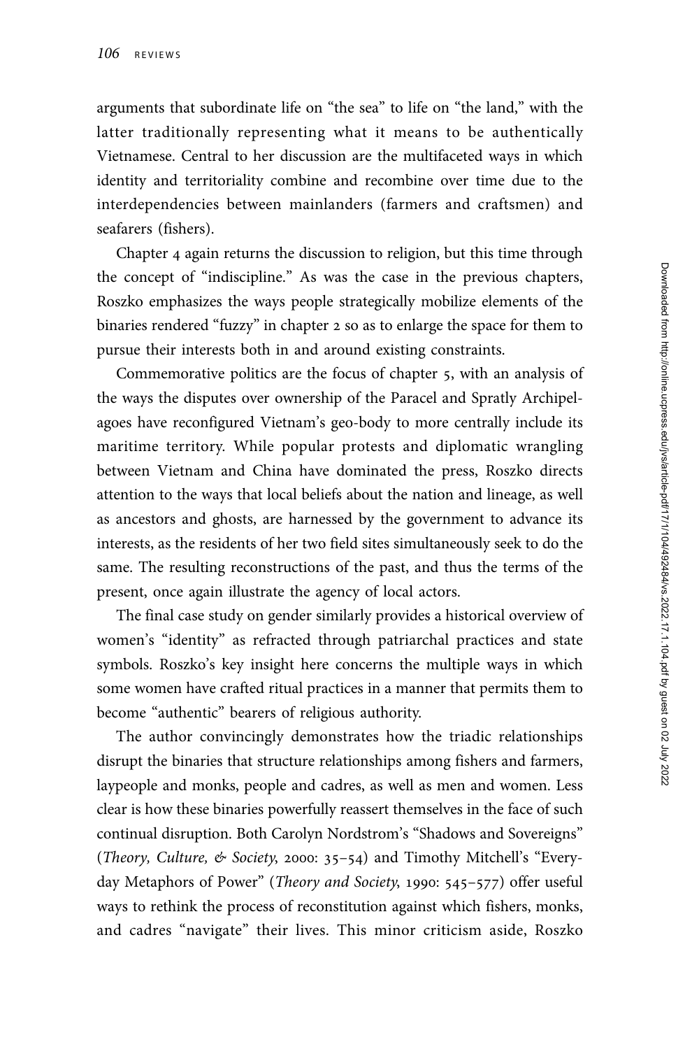arguments that subordinate life on "the sea" to life on "the land," with the latter traditionally representing what it means to be authentically Vietnamese. Central to her discussion are the multifaceted ways in which identity and territoriality combine and recombine over time due to the interdependencies between mainlanders (farmers and craftsmen) and seafarers (fishers).

Chapter 4 again returns the discussion to religion, but this time through the concept of "indiscipline." As was the case in the previous chapters, Roszko emphasizes the ways people strategically mobilize elements of the binaries rendered "fuzzy" in chapter 2 so as to enlarge the space for them to pursue their interests both in and around existing constraints.

Commemorative politics are the focus of chapter 5, with an analysis of the ways the disputes over ownership of the Paracel and Spratly Archipelagoes have reconfigured Vietnam's geo-body to more centrally include its maritime territory. While popular protests and diplomatic wrangling between Vietnam and China have dominated the press, Roszko directs attention to the ways that local beliefs about the nation and lineage, as well as ancestors and ghosts, are harnessed by the government to advance its interests, as the residents of her two field sites simultaneously seek to do the same. The resulting reconstructions of the past, and thus the terms of the present, once again illustrate the agency of local actors.

The final case study on gender similarly provides a historical overview of women's "identity" as refracted through patriarchal practices and state symbols. Roszko's key insight here concerns the multiple ways in which some women have crafted ritual practices in a manner that permits them to become "authentic" bearers of religious authority.

The author convincingly demonstrates how the triadic relationships disrupt the binaries that structure relationships among fishers and farmers, laypeople and monks, people and cadres, as well as men and women. Less clear is how these binaries powerfully reassert themselves in the face of such continual disruption. Both Carolyn Nordstrom's "Shadows and Sovereigns" (*Theory, Culture, & Society*, 2000: 35–54) and Timothy Mitchell's "Everyday Metaphors of Power" (*Theory and Society*, 1990: 545–577) offer useful ways to rethink the process of reconstitution against which fishers, monks, and cadres "navigate" their lives. This minor criticism aside, Roszko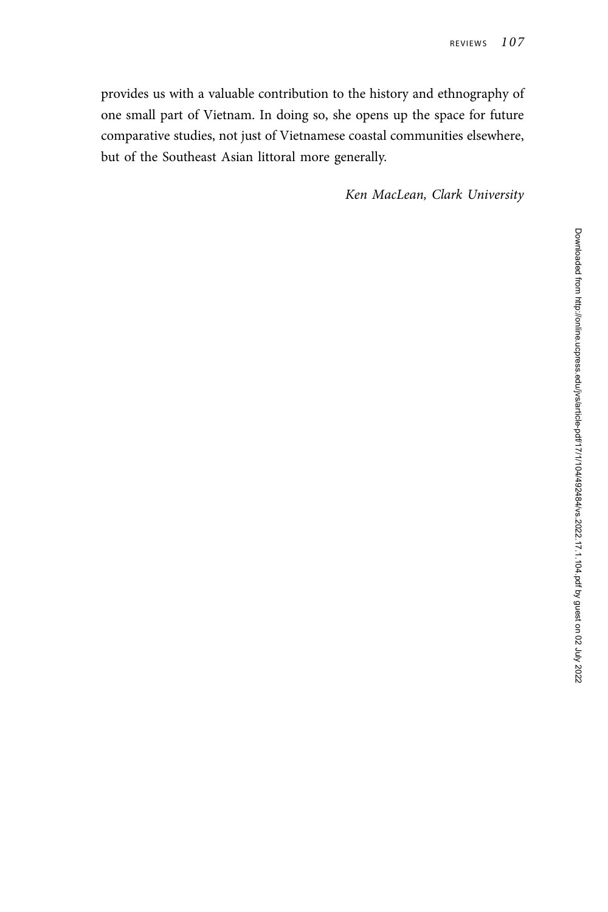provides us with a valuable contribution to the history and ethnography of one small part of Vietnam. In doing so, she opens up the space for future comparative studies, not just of Vietnamese coastal communities elsewhere, but of the Southeast Asian littoral more generally.

*Ken MacLean, Clark University*